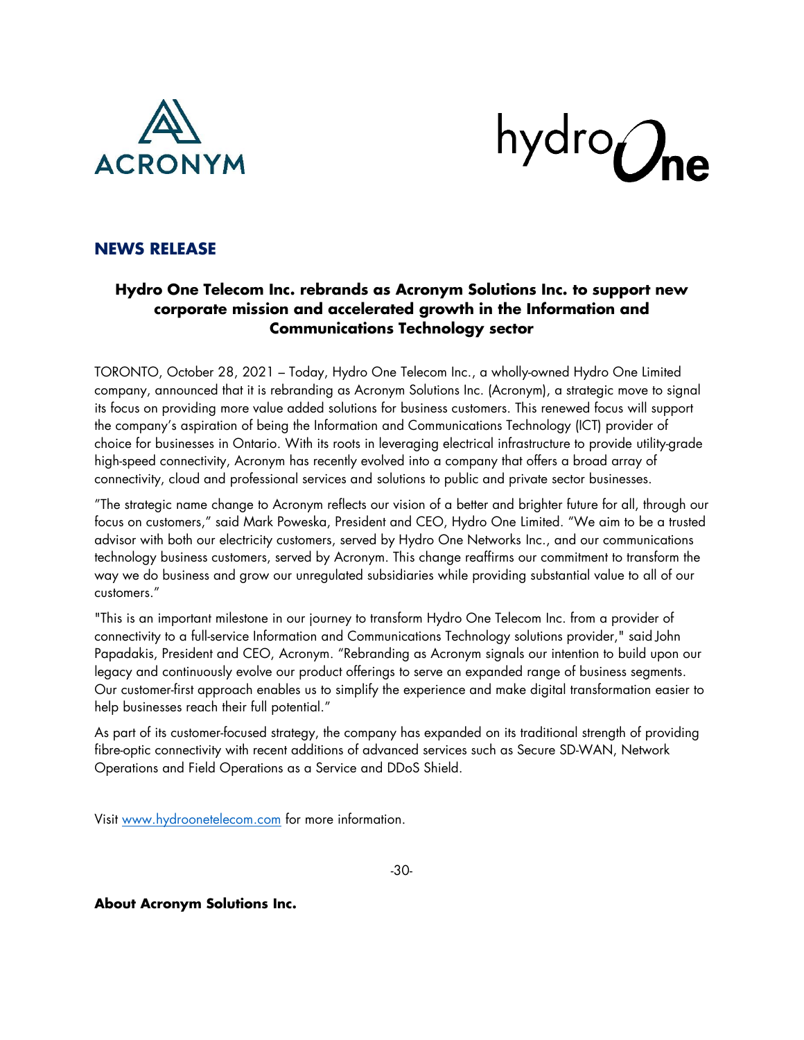ACRONYM

hydro One

## NEWS RELEASE

### Hydro One Telecom Inc. rebrands as Acronym Solutions Inc. to support new corporate mission and accelerated growth in the Information and Communications Technology sector

TORONTO, October 28, 2021 – Today, Hydro One Telecom Inc., a wholly-owned Hydro One Limited company, announced that it is rebranding as Acronym Solutions Inc. (Acronym), a strategic move to signal its focus on providing more value added solutions for business customers. This renewed focus will support the company's aspiration of being the Information and Communications Technology (ICT) provider of choice for businesses in Ontario. With its roots in leveraging electrical infrastructure to provide utility-grade high-speed connectivity, Acronym has recently evolved into a company that offers a broad array of connectivity, cloud and professional services and solutions to public and private sector businesses.

"The strategic name change to Acronym reflects our vision of a better and brighter future for all, through our focus on customers," said Mark Poweska, President and CEO, Hydro One Limited. "We aim to be a trusted advisor with both our electricity customers, served by Hydro One Networks Inc., and our communications technology business customers, served by Acronym. This change reaffirms our commitment to transform the way we do business and grow our unregulated subsidiaries while providing substantial value to all of our customers."

"This is an important milestone in our journey to transform Hydro One Telecom Inc. from a provider of connectivity to a full-service Information and Communications Technology solutions provider," said John Papadakis, President and CEO, Acronym. "Rebranding as Acronym signals our intention to build upon our legacy and continuously evolve our product offerings to serve an expanded range of business segments. Our customer-first approach enables us to simplify the experience and make digital transformation easier to help businesses reach their full potential."

As part of its customer-focused strategy, the company has expanded on its traditional strength of providing fibre-optic connectivity with recent additions of advanced services such as Secure SD-WAN, Network Operations and Field Operations as a Service and DDoS Shield.

Visit www.hydroonetelecom.com for more information.

-30-

**About Acronym Solutions Inc.**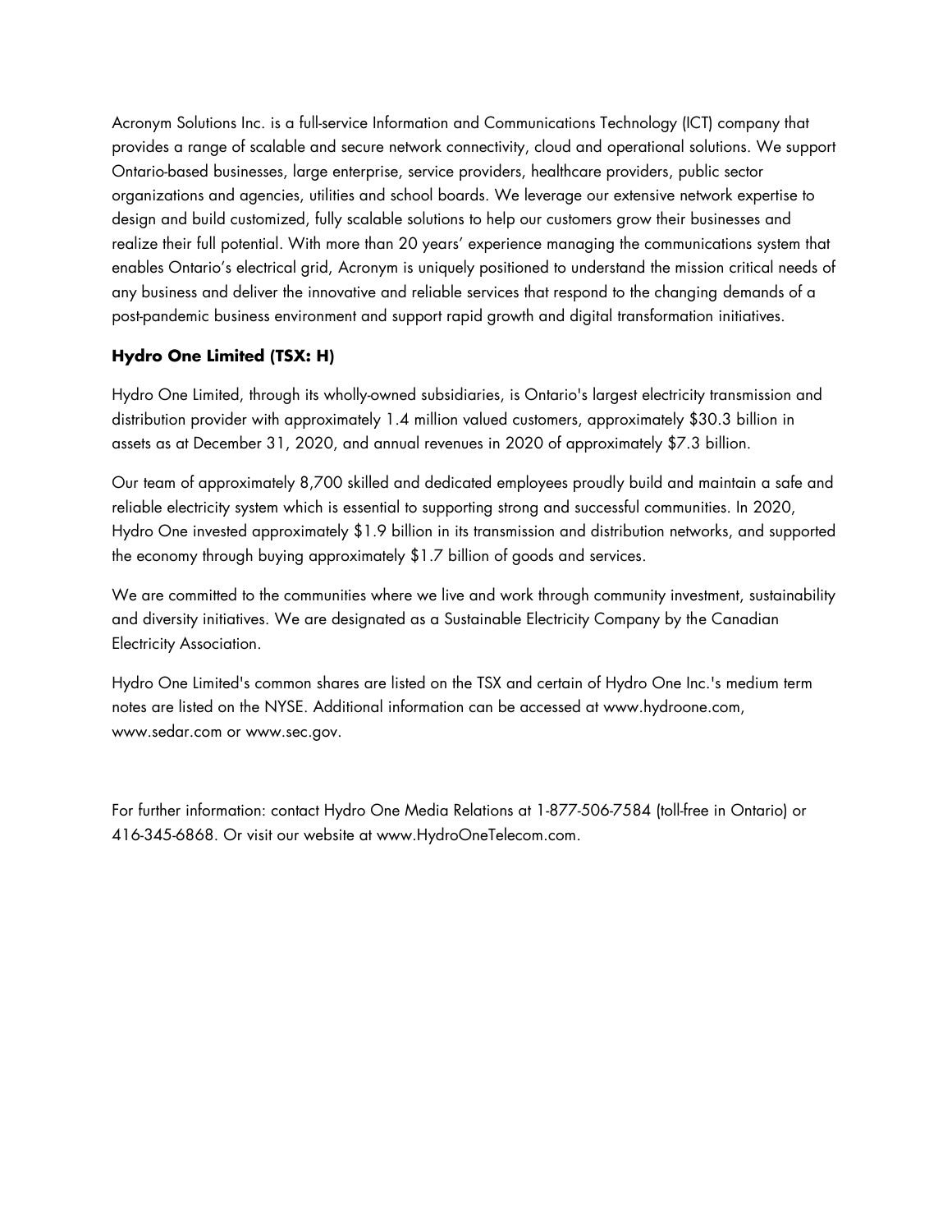Acronym Solutions Inc. is a full-service Information and Communications Technology (ICT) company that provides a range of scalable and secure network connectivity, cloud and operational solutions. We support Ontario-based businesses, large enterprise, service providers, healthcare providers, public sector organizations and agencies, utilities and school boards. We leverage our extensive network expertise to design and build customized, fully scalable solutions to help our customers grow their businesses and realize their full potential. With more than 20 years' experience managing the communications system that enables Ontario's electrical grid, Acronym is uniquely positioned to understand the mission critical needs of any business and deliver the innovative and reliable services that respond to the changing demands of a post-pandemic business environment and support rapid growth and digital transformation initiatives.

### Hydro One Limited (TSX: H)

Hydro One Limited, through its wholly-owned subsidiaries, is Ontario's largest electricity transmission and distribution provider with approximately 1.4 million valued customers, approximately $30.3 billion in assets as at December 31, 2020, and annual revenues in 2020 of approximately $7.3 billion.

Our team of approximately 8,700 skilled and dedicated employees proudly build and maintain a safe and reliable electricity system which is essential to supporting strong and successful communities. In 2020, Hydro One invested approximately $1.9 billion in its transmission and distribution networks, and supported the economy through buying approximately $1.7 billion of goods and services.

We are committed to the communities where we live and work through community investment, sustainability and diversity initiatives. We are designated as a Sustainable Electricity Company by the Canadian Electricity Association.

Hydro One Limited's common shares are listed on the TSX and certain of Hydro One Inc.'s medium term notes are listed on the NYSE. Additional information can be accessed at www.hydroone.com, www.sedar.com or www.sec.gov.

For further information: contact Hydro One Media Relations at 1-877-506-7584 (toll-free in Ontario) or 416-345-6868. Or visit our website at www.HydroOneTelecom.com.